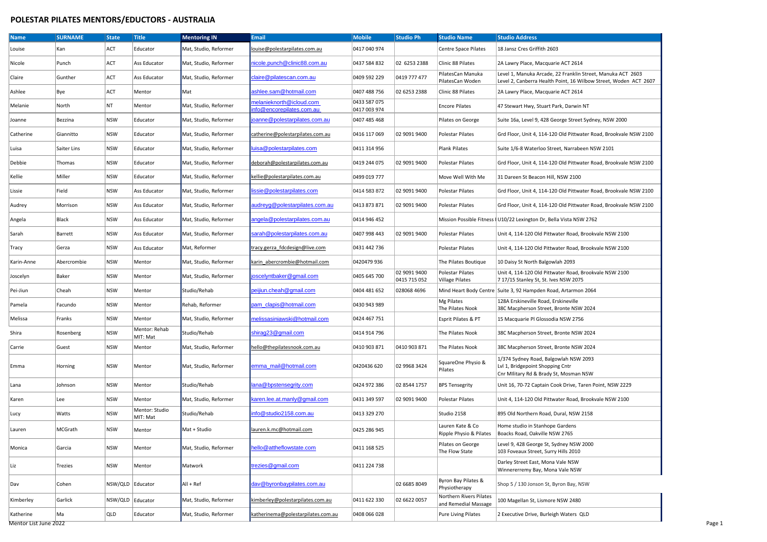# POLESTAR PILATES MENTORS/EDUCTORS - AUSTRALIA

| Name | SURNAME | State | Title | Mentoring IN | Email | Mobile | Studio Ph | Studio Name | Studio Address |
|---|---|---|---|---|---|---|---|---|---|
| Louise | Kan | ACT | Educator | Mat, Studio, Reformer | louise@polestarpilates.com.au | 0417 040 974 | | Centre Space Pilates | 18 Jansz Cres Griffith 2603 |
| Nicole | Punch | ACT | Ass Educator | Mat, Studio, Reformer | nicole.punch@clinic88.com.au | 0437 584 832 | 02 6253 2388 | Clinic 88 Pilates | 2A Lawry Place, Macquarie ACT 2614 |
| Claire | Gunther | ACT | Ass Educator | Mat, Studio, Reformer | claire@pilatescan.com.au | 0409 592 229 | 0419 777 477 | PilatesCan Manuka<br>PilatesCan Woden | Level 1, Manuka Arcade, 22 Franklin Street, Manuka ACT 2603<br>Level 2, Canberra Health Point, 16 Wilbow Street, Woden ACT 2607 |
| Ashlee | Bye | ACT | Mentor | Mat | ashlee.sam@hotmail.com | 0407 488 756 | 02 6253 2388 | Clinic 88 Pilates | 2A Lawry Place, Macquarie ACT 2614 |
| Melanie | North | NT | Mentor | Mat, Studio, Reformer | melanieknorth@icloud.com<br>info@encorepilates.com.au | 0433 587 075<br>0417 003 974 | | Encore Pilates | 47 Stewart Hwy, Stuart Park, Darwin NT |
| Joanne | Bezzina | NSW | Educator | Mat, Studio, Reformer | joanne@polestarpilates.com.au | 0407 485 468 | | Pilates on George | Suite 16a, Level 9, 428 George Street Sydney, NSW 2000 |
| Catherine | Giannitto | NSW | Educator | Mat, Studio, Reformer | catherine@polestarpilates.com.au | 0416 117 069 | 02 9091 9400 | Polestar Pilates | Grd Floor, Unit 4, 114-120 Old Pittwater Road, Brookvale NSW 2100 |
| Luisa | Saiter Lins | NSW | Educator | Mat, Studio, Reformer | luisa@polestarpilates.com | 0411 314 956 | | Plank Pilates | Suite 1/6-8 Waterloo Street, Narrabeen NSW 2101 |
| Debbie | Thomas | NSW | Educator | Mat, Studio, Reformer | deborah@polestarpilates.com.au | 0419 244 075 | 02 9091 9400 | Polestar Pilates | Grd Floor, Unit 4, 114-120 Old Pittwater Road, Brookvale NSW 2100 |
| Kellie | Miller | NSW | Educator | Mat, Studio, Reformer | kellie@polestarpilates.com.au | 0499 019 777 | | Move Well With Me | 31 Dareen St Beacon Hill, NSW 2100 |
| Lissie | Field | NSW | Ass Educator | Mat, Studio, Reformer | lissie@polestarpilates.com | 0414 583 872 | 02 9091 9400 | Polestar Pilates | Grd Floor, Unit 4, 114-120 Old Pittwater Road, Brookvale NSW 2100 |
| Audrey | Morrison | NSW | Ass Educator | Mat, Studio, Reformer | audreyg@polestarpilates.com.au | 0413 873 871 | 02 9091 9400 | Polestar Pilates | Grd Floor, Unit 4, 114-120 Old Pittwater Road, Brookvale NSW 2100 |
| Angela | Black | NSW | Ass Educator | Mat, Studio, Reformer | angela@polestarpilates.com.au | 0414 946 452 | | Mission Possible Fitness I | U10/22 Lexington Dr, Bella Vista NSW 2762 |
| Sarah | Barrett | NSW | Ass Educator | Mat, Studio, Reformer | sarah@polestarpilates.com.au | 0407 998 443 | 02 9091 9400 | Polestar Pilates | Unit 4, 114-120 Old Pittwater Road, Brookvale NSW 2100 |
| Tracy | Gerza | NSW | Ass Educator | Mat, Reformer | tracy.gerza_fdcdesign@live.com | 0431 442 736 | | Polestar Pilates | Unit 4, 114-120 Old Pittwater Road, Brookvale NSW 2100 |
| Karin-Anne | Abercrombie | NSW | Mentor | Mat, Studio, Reformer | karin_abercrombie@hotmail.com | 0420479 936 | | The Pilates Boutique | 10 Daisy St North Balgowlah 2093 |
| Joscelyn | Baker | NSW | Mentor | Mat, Studio, Reformer | joscelyntbaker@gmail.com | 0405 645 700 | 02 9091 9400<br>0415 715 052 | Polestar Pilates<br>Village Pilates | Unit 4, 114-120 Old Pittwater Road, Brookvale NSW 2100<br>7 17/15 Stanley St, St. Ives NSW 2075 |
| Pei-Jiun | Cheah | NSW | Mentor | Studio/Rehab | peijiun.cheah@gmail.com | 0404 481 652 | 028068 4696 | Mind Heart Body Centre | Suite 3, 92 Hampden Road, Artarmon 2064 |
| Pamela | Facundo | NSW | Mentor | Rehab, Reformer | pam_clapis@hotmail.com | 0430 943 989 | | Mg Pilates<br>The Pilates Nook | 128A Erskineville Road, Erskineville<br>38C Macpherson Street, Bronte NSW 2024 |
| Melissa | Franks | NSW | Mentor | Mat, Studio, Reformer | melissasiniawski@hotmail.com | 0424 467 751 | | Esprit Pilates & PT | 15 Macquarie Pl Glossodia NSW 2756 |
| Shira | Rosenberg | NSW | Mentor: Rehab<br>MIT: Mat | Studio/Rehab | shirag23@gmail.com | 0414 914 796 | | The Pilates Nook | 38C Macpherson Street, Bronte NSW 2024 |
| Carrie | Guest | NSW | Mentor | Mat, Studio, Reformer | hello@thepilatesnook.com.au | 0410 903 871 | 0410 903 871 | The Pilates Nook | 38C Macpherson Street, Bronte NSW 2024 |
| Emma | Horning | NSW | Mentor | Mat, Studio, Reformer | emma_mail@hotmail.com | 0420436 620 | 02 9968 3424 | SquareOne Physio & Pilates | 1/374 Sydney Road, Balgowlah NSW 2093<br>Lvl 1, Bridgepoint Shopping Cntr<br>Cnr MIlitary Rd & Brady St, Mosman NSW |
| Lana | Johnson | NSW | Mentor | Studio/Rehab | lana@bpstensegrity.com | 0424 972 386 | 02 8544 1757 | BPS Tensegrity | Unit 16, 70-72 Captain Cook Drive, Taren Point, NSW 2229 |
| Karen | Lee | NSW | Mentor | Mat, Studio, Reformer | karen.lee.at.manly@gmail.com | 0431 349 597 | 02 9091 9400 | Polestar Pilates | Unit 4, 114-120 Old Pittwater Road, Brookvale NSW 2100 |
| Lucy | Watts | NSW | Mentor: Studio<br>MIT: Mat | Studio/Rehab | info@studio2158.com.au | 0413 329 270 | | Studio 2158 | 895 Old Northern Road, Dural, NSW 2158 |
| Lauren | MCGrath | NSW | Mentor | Mat + Studio | lauren.k.mc@hotmail.com | 0425 286 945 | | Lauren Kate & Co<br>Ripple Physio & Pilates | Home studio in Stanhope Gardens<br>Boacks Road, Oakville NSW 2765 |
| Monica | Garcia | NSW | Mentor | Mat, Studio, Reformer | hello@attheflowstate.com | 0411 168 525 | | Pilates on George<br>The Flow State | Level 9, 428 George St, Sydney NSW 2000<br>103 Foveaux Street, Surry Hills 2010 |
| Liz | Trezies | NSW | Mentor | Matwork | trezies@gmail.com | 0411 224 738 | | | Darley Street East, Mona Vale NSW<br>Winnererremy Bay, Mona Vale NSW |
| Dav | Cohen | NSW/QLD | Educator | All + Ref | dav@byronbaypilates.com.au | | 02 6685 8049 | Byron Bay Pilates & Physiotherapy | Shop 5 / 130 Jonson St, Byron Bay, NSW |
| Kimberley | Garlick | NSW/QLD | Educator | Mat, Studio, Reformer | kimberley@polestarpilates.com.au | 0411 622 330 | 02 6622 0057 | Northern Rivers Pilates and Remedial Massage | 100 Magellan St, Lismore NSW 2480 |
| Katherine | Ma | QLD | Educator | Mat, Studio, Reformer | katherinema@polestarpilates.com.au | 0408 066 028 | | Pure Living Pilates | 2 Executive Drive, Burleigh Waters QLD |

Mentor List June 2022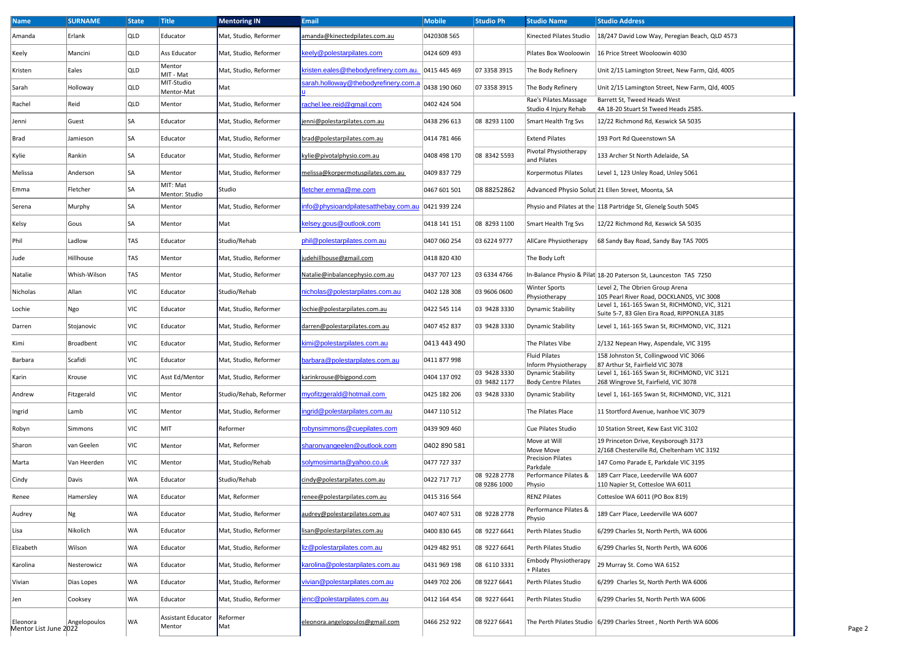| Name | SURNAME | State | Title | Mentoring IN | Email | Mobile | Studio Ph | Studio Name | Studio Address |
|---|---|---|---|---|---|---|---|---|---|
| Amanda | Erlank | QLD | Educator | Mat, Studio, Reformer | amanda@kinectedpilates.com.au | 0420308 565 | | Kinected Pilates Studio | 18/247 David Low Way, Peregian Beach, QLD 4573 |
| Keely | Mancini | QLD | Ass Educator | Mat, Studio, Reformer | keely@polestarpilates.com | 0424 609 493 | | Pilates Box Wooloowin | 16 Price Street Wooloowin 4030 |
| Kristen | Eales | QLD | Mentor MIT - Mat | Mat, Studio, Reformer | kristen.eales@thebodyrefinery.com.au. | 0415 445 469 | 07 3358 3915 | The Body Refinery | Unit 2/15 Lamington Street, New Farm, Qld, 4005 |
| Sarah | Holloway | QLD | MIT-Studio Mentor-Mat | Mat | sarah.holloway@thebodyrefinery.com.au | 0438 190 060 | 07 3358 3915 | The Body Refinery | Unit 2/15 Lamington Street, New Farm, Qld, 4005 |
| Rachel | Reid | QLD | Mentor | Mat, Studio, Reformer | rachel.lee.reid@gmail.com | 0402 424 504 | | Rae's Pilates.Massage Studio 4 Injury Rehab | Barrett St, Tweed Heads West 4A 18-20 Stuart St Tweed Heads 2585. |
| Jenni | Guest | SA | Educator | Mat, Studio, Reformer | jenni@polestarpilates.com.au | 0438 296 613 | 08 8293 1100 | Smart Health Trg Svs | 12/22 Richmond Rd, Keswick SA 5035 |
| Brad | Jamieson | SA | Educator | Mat, Studio, Reformer | brad@polestarpilates.com.au | 0414 781 466 | | Extend Pilates | 193 Port Rd Queenstown SA |
| Kylie | Rankin | SA | Educator | Mat, Studio, Reformer | kylie@pivotalphysio.com.au | 0408 498 170 | 08 8342 5593 | Pivotal Physiotherapy and Pilates | 133 Archer St North Adelaide, SA |
| Melissa | Anderson | SA | Mentor | Mat, Studio, Reformer | melissa@korpermotuspilates.com.au | 0409 837 729 | | Korpermotus Pilates | Level 1, 123 Unley Road, Unley 5061 |
| Emma | Fletcher | SA | MIT: Mat Mentor: Studio | Studio | fletcher.emma@me.com | 0467 601 501 | 08 88252862 | Advanced Physio Solut | 21 Ellen Street, Moonta, SA |
| Serena | Murphy | SA | Mentor | Mat, Studio, Reformer | info@physioandpilatesatthebay.com.au | 0421 939 224 | | Physio and Pilates at the | 118 Partridge St, Glenelg South 5045 |
| Kelsy | Gous | SA | Mentor | Mat | kelsey.gous@outlook.com | 0418 141 151 | 08 8293 1100 | Smart Health Trg Svs | 12/22 Richmond Rd, Keswick SA 5035 |
| Phil | Ladlow | TAS | Educator | Studio/Rehab | phil@polestarpilates.com.au | 0407 060 254 | 03 6224 9777 | AllCare Physiotherapy | 68 Sandy Bay Road, Sandy Bay TAS 7005 |
| Jude | Hillhouse | TAS | Mentor | Mat, Studio, Reformer | judehillhouse@gmail.com | 0418 820 430 | | The Body Loft | |
| Natalie | Whish-Wilson | TAS | Mentor | Mat, Studio, Reformer | Natalie@inbalancephysio.com.au | 0437 707 123 | 03 6334 4766 | In-Balance Physio & Pilat | 18-20 Paterson St, Launceston TAS 7250 |
| Nicholas | Allan | VIC | Educator | Studio/Rehab | nicholas@polestarpilates.com.au | 0402 128 308 | 03 9606 0600 | Winter Sports Physiotherapy | Level 2, The Obrien Group Arena 105 Pearl River Road, DOCKLANDS, VIC 3008 |
| Lochie | Ngo | VIC | Educator | Mat, Studio, Reformer | lochie@polestarpilates.com.au | 0422 545 114 | 03 9428 3330 | Dynamic Stability | Level 1, 161-165 Swan St, RICHMOND, VIC, 3121 Suite 5-7, 83 Glen Eira Road, RIPPONLEA 3185 |
| Darren | Stojanovic | VIC | Educator | Mat, Studio, Reformer | darren@polestarpilates.com.au | 0407 452 837 | 03 9428 3330 | Dynamic Stability | Level 1, 161-165 Swan St, RICHMOND, VIC, 3121 |
| Kimi | Broadbent | VIC | Educator | Mat, Studio, Reformer | kimi@polestarpilates.com.au | 0413 443 490 | | The Pilates Vibe | 2/132 Nepean Hwy, Aspendale, VIC 3195 |
| Barbara | Scafidi | VIC | Educator | Mat, Studio, Reformer | barbara@polestarpilates.com.au | 0411 877 998 | | Fluid Pilates Inform Physiotherapy | 158 Johnston St, Collingwood VIC 3066 87 Arthur St, Fairfield VIC 3078 |
| Karin | Krouse | VIC | Asst Ed/Mentor | Mat, Studio, Reformer | karinkrouse@bigpond.com | 0404 137 092 | 03 9428 3330 03 9482 1177 | Dynamic Stability Body Centre Pilates | Level 1, 161-165 Swan St, RICHMOND, VIC 3121 268 Wingrove St, Fairfield, VIC 3078 |
| Andrew | Fitzgerald | VIC | Mentor | Studio/Rehab, Reformer | myofitzgerald@hotmail.com | 0425 182 206 | 03 9428 3330 | Dynamic Stability | Level 1, 161-165 Swan St, RICHMOND, VIC, 3121 |
| Ingrid | Lamb | VIC | Mentor | Mat, Studio, Reformer | ingrid@polestarpilates.com.au | 0447 110 512 | | The Pilates Place | 11 Stortford Avenue, Ivanhoe VIC 3079 |
| Robyn | Simmons | VIC | MIT | Reformer | robynsimmons@cuepilates.com | 0439 909 460 | | Cue Pilates Studio | 10 Station Street, Kew East VIC 3102 |
| Sharon | van Geelen | VIC | Mentor | Mat, Reformer | sharonvangeelen@outlook.com | 0402 890 581 | | Move at Will Move Move | 19 Princeton Drive, Keysborough 3173 2/168 Chesterville Rd, Cheltenham VIC 3192 |
| Marta | Van Heerden | VIC | Mentor | Mat, Studio/Rehab | solymosimarta@yahoo.co.uk | 0477 727 337 | | Precision Pilates Parkdale | 147 Como Parade E, Parkdale VIC 3195 |
| Cindy | Davis | WA | Educator | Studio/Rehab | cindy@polestarpilates.com.au | 0422 717 717 | 08 9228 2778 08 9286 1000 | Performance Pilates & Physio | 189 Carr Place, Leederville WA 6007 110 Napier St, Cottesloe WA 6011 |
| Renee | Hamersley | WA | Educator | Mat, Reformer | renee@polestarpilates.com.au | 0415 316 564 | | RENZ Pilates | Cottesloe WA 6011 (PO Box 819) |
| Audrey | Ng | WA | Educator | Mat, Studio, Reformer | audrey@polestarpilates.com.au | 0407 407 531 | 08 9228 2778 | Performance Pilates & Physio | 189 Carr Place, Leederville WA 6007 |
| Lisa | Nikolich | WA | Educator | Mat, Studio, Reformer | lisan@polestarpilates.com.au | 0400 830 645 | 08 9227 6641 | Perth Pilates Studio | 6/299 Charles St, North Perth, WA 6006 |
| Elizabeth | Wilson | WA | Educator | Mat, Studio, Reformer | liz@polestarpilates.com.au | 0429 482 951 | 08 9227 6641 | Perth Pilates Studio | 6/299 Charles St, North Perth, WA 6006 |
| Karolina | Nesterowicz | WA | Educator | Mat, Studio, Reformer | karolina@polestarpilates.com.au | 0431 969 198 | 08 6110 3331 | Embody Physiotherapy + Pilates | 29 Murray St. Como WA 6152 |
| Vivian | Dias Lopes | WA | Educator | Mat, Studio, Reformer | vivian@polestarpilates.com.au | 0449 702 206 | 08 9227 6641 | Perth Pilates Studio | 6/299 Charles St, North Perth WA 6006 |
| Jen | Cooksey | WA | Educator | Mat, Studio, Reformer | jenc@polestarpilates.com.au | 0412 164 454 | 08 9227 6641 | Perth Pilates Studio | 6/299 Charles St, North Perth WA 6006 |
| Eleonora | Angelopoulos | WA | Assistant Educator Mentor | Reformer Mat | eleonora.angelopoulos@gmail.com | 0466 252 922 | 08 9227 6641 | The Perth Pilates Studio | 6/299 Charles Street , North Perth WA 6006 |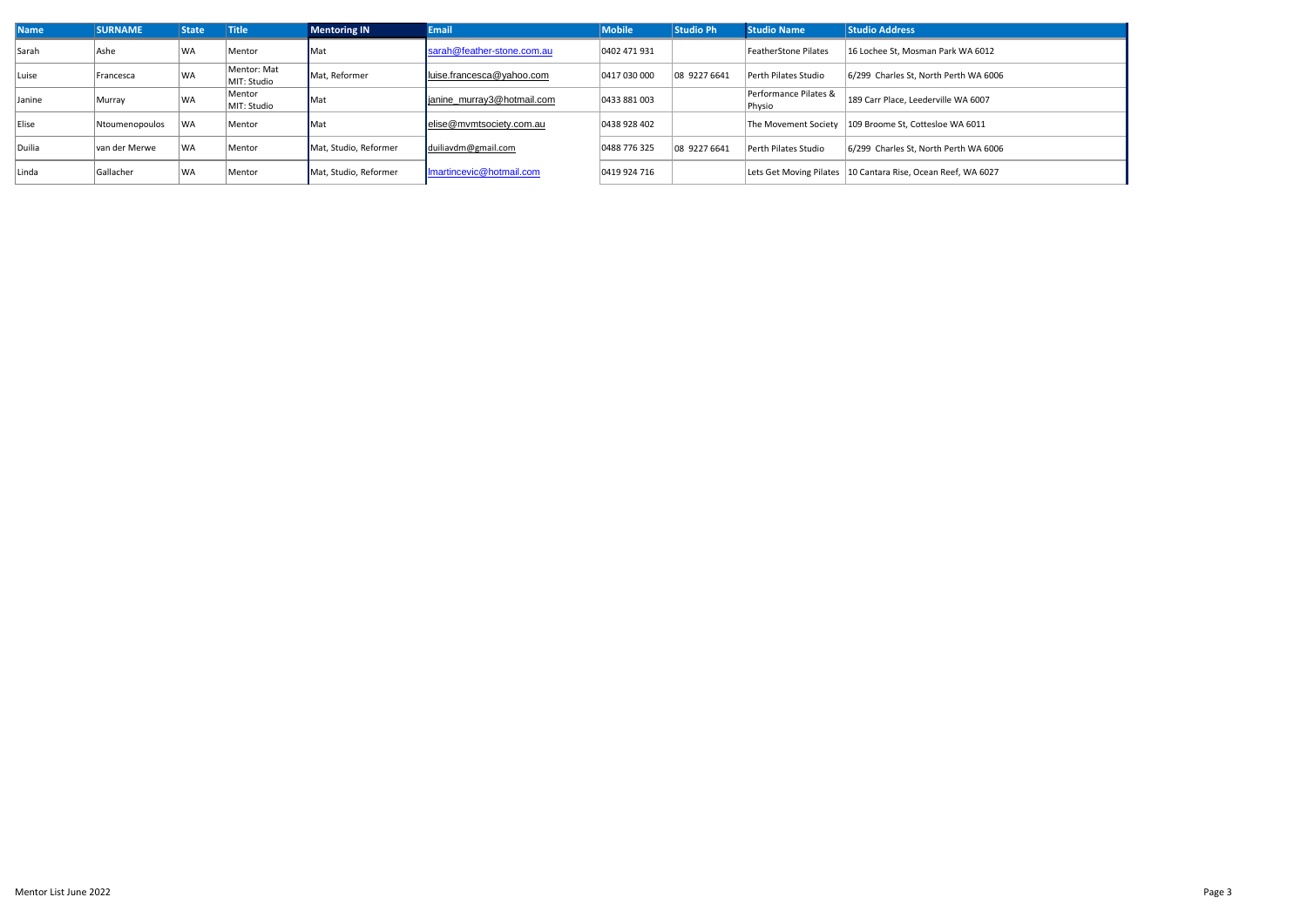| Name | SURNAME | State | Title | Mentoring IN | Email | Mobile | Studio Ph | Studio Name | Studio Address |
|---|---|---|---|---|---|---|---|---|---|
| Sarah | Ashe | WA | Mentor | Mat | sarah@feather-stone.com.au | 0402 471 931 | | FeatherStone Pilates | 16 Lochee St, Mosman Park WA 6012 |
| Luise | Francesca | WA | Mentor: Mat MIT: Studio | Mat, Reformer | luise.francesca@yahoo.com | 0417 030 000 | 08 9227 6641 | Perth Pilates Studio | 6/299 Charles St, North Perth WA 6006 |
| Janine | Murray | WA | Mentor MIT: Studio | Mat | janine_murray3@hotmail.com | 0433 881 003 | | Performance Pilates & Physio | 189 Carr Place, Leederville WA 6007 |
| Elise | Ntoumenopoulos | WA | Mentor | Mat | elise@mvmtsociety.com.au | 0438 928 402 | | The Movement Society | 109 Broome St, Cottesloe WA 6011 |
| Duilia | van der Merwe | WA | Mentor | Mat, Studio, Reformer | duiliavdm@gmail.com | 0488 776 325 | 08 9227 6641 | Perth Pilates Studio | 6/299 Charles St, North Perth WA 6006 |
| Linda | Gallacher | WA | Mentor | Mat, Studio, Reformer | lmartincevic@hotmail.com | 0419 924 716 | | Lets Get Moving Pilates | 10 Cantara Rise, Ocean Reef, WA 6027 |